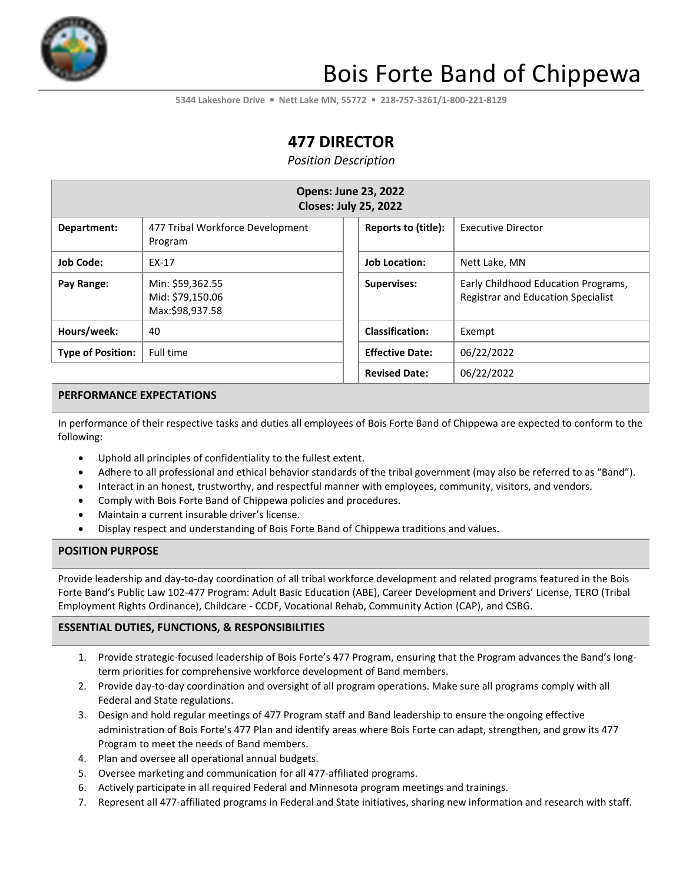# Bois Forte Band of Chippewa

5344 Lakeshore Drive ▪ Nett Lake MN, 55772 ▪ 218-757-3261/1-800-221-8129

## 477 DIRECTOR

*Position Description*

| **Opens: June 23, 2022<br>Closes: July 25, 2022** | | | |
|---|---|---|---|
| **Department:** | 477 Tribal Workforce Development Program | **Reports to (title):** | Executive Director |
| **Job Code:** | EX-17 | **Job Location:** | Nett Lake, MN |
| **Pay Range:** | Min: $59,362.55<br>Mid: $79,150.06<br>Max:$98,937.58 | **Supervises:** | Early Childhood Education Programs, Registrar and Education Specialist |
| **Hours/week:** | 40 | **Classification:** | Exempt |
| **Type of Position:** | Full time | **Effective Date:** | 06/22/2022 |
| | | **Revised Date:** | 06/22/2022 |

### PERFORMANCE EXPECTATIONS

In performance of their respective tasks and duties all employees of Bois Forte Band of Chippewa are expected to conform to the following:

- Uphold all principles of confidentiality to the fullest extent.
- Adhere to all professional and ethical behavior standards of the tribal government (may also be referred to as "Band").
- Interact in an honest, trustworthy, and respectful manner with employees, community, visitors, and vendors.
- Comply with Bois Forte Band of Chippewa policies and procedures.
- Maintain a current insurable driver's license.
- Display respect and understanding of Bois Forte Band of Chippewa traditions and values.

### POSITION PURPOSE

Provide leadership and day-to-day coordination of all tribal workforce development and related programs featured in the Bois Forte Band's Public Law 102-477 Program: Adult Basic Education (ABE), Career Development and Drivers' License, TERO (Tribal Employment Rights Ordinance), Childcare - CCDF, Vocational Rehab, Community Action (CAP), and CSBG.

### ESSENTIAL DUTIES, FUNCTIONS, & RESPONSIBILITIES

1. Provide strategic-focused leadership of Bois Forte's 477 Program, ensuring that the Program advances the Band's long-term priorities for comprehensive workforce development of Band members.
2. Provide day-to-day coordination and oversight of all program operations. Make sure all programs comply with all Federal and State regulations.
3. Design and hold regular meetings of 477 Program staff and Band leadership to ensure the ongoing effective administration of Bois Forte's 477 Plan and identify areas where Bois Forte can adapt, strengthen, and grow its 477 Program to meet the needs of Band members.
4. Plan and oversee all operational annual budgets.
5. Oversee marketing and communication for all 477-affiliated programs.
6. Actively participate in all required Federal and Minnesota program meetings and trainings.
7. Represent all 477-affiliated programs in Federal and State initiatives, sharing new information and research with staff.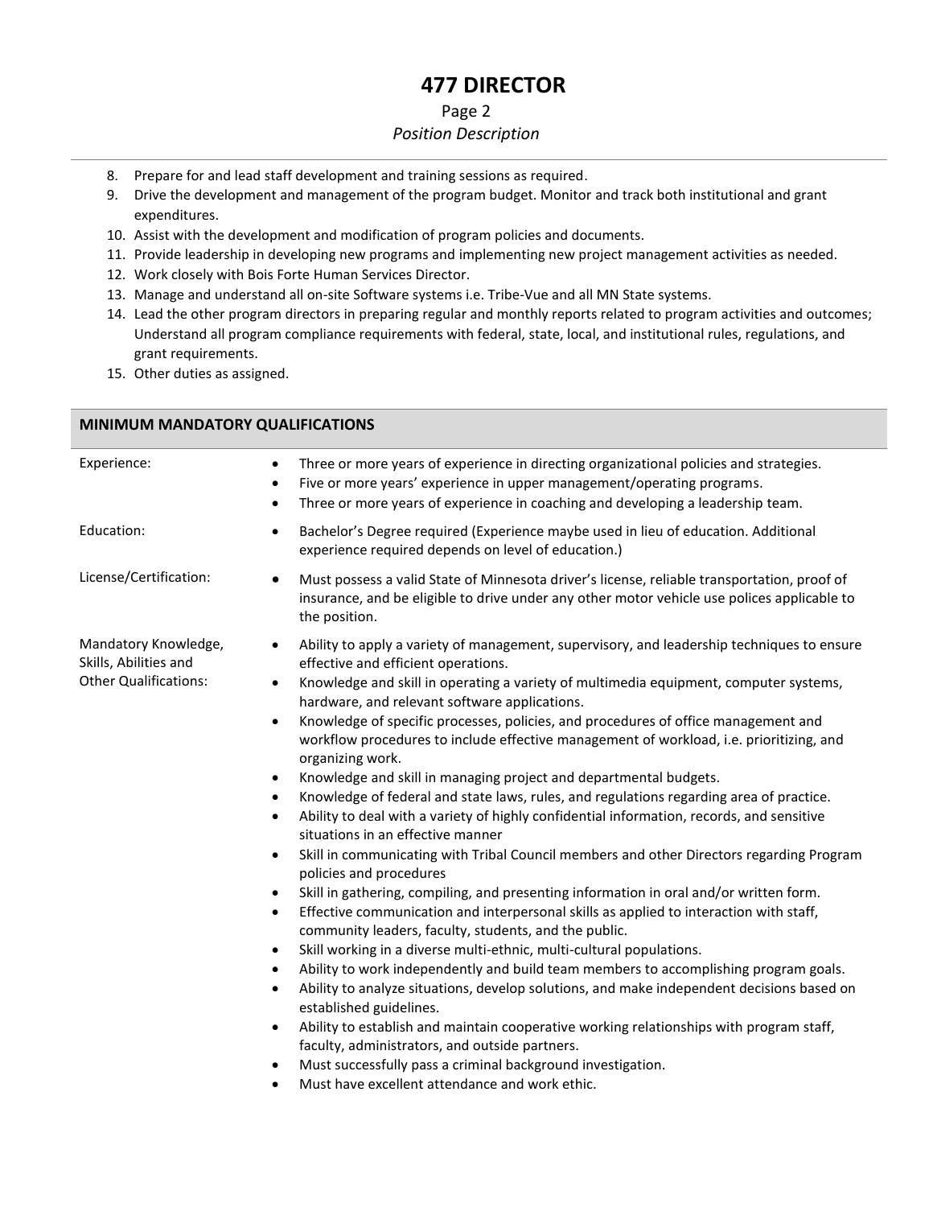8. Prepare for and lead staff development and training sessions as required.
9. Drive the development and management of the program budget. Monitor and track both institutional and grant expenditures.
10. Assist with the development and modification of program policies and documents.
11. Provide leadership in developing new programs and implementing new project management activities as needed.
12. Work closely with Bois Forte Human Services Director.
13. Manage and understand all on-site Software systems i.e. Tribe-Vue and all MN State systems.
14. Lead the other program directors in preparing regular and monthly reports related to program activities and outcomes; Understand all program compliance requirements with federal, state, local, and institutional rules, regulations, and grant requirements.
15. Other duties as assigned.

## MINIMUM MANDATORY QUALIFICATIONS

**Experience:**

- Three or more years of experience in directing organizational policies and strategies.
- Five or more years' experience in upper management/operating programs.
- Three or more years of experience in coaching and developing a leadership team.

**Education:**

- Bachelor's Degree required (Experience maybe used in lieu of education. Additional experience required depends on level of education.)

**License/Certification:**

- Must possess a valid State of Minnesota driver's license, reliable transportation, proof of insurance, and be eligible to drive under any other motor vehicle use polices applicable to the position.

**Mandatory Knowledge, Skills, Abilities and Other Qualifications:**

- Ability to apply a variety of management, supervisory, and leadership techniques to ensure effective and efficient operations.
- Knowledge and skill in operating a variety of multimedia equipment, computer systems, hardware, and relevant software applications.
- Knowledge of specific processes, policies, and procedures of office management and workflow procedures to include effective management of workload, i.e. prioritizing, and organizing work.
- Knowledge and skill in managing project and departmental budgets.
- Knowledge of federal and state laws, rules, and regulations regarding area of practice.
- Ability to deal with a variety of highly confidential information, records, and sensitive situations in an effective manner
- Skill in communicating with Tribal Council members and other Directors regarding Program policies and procedures
- Skill in gathering, compiling, and presenting information in oral and/or written form.
- Effective communication and interpersonal skills as applied to interaction with staff, community leaders, faculty, students, and the public.
- Skill working in a diverse multi-ethnic, multi-cultural populations.
- Ability to work independently and build team members to accomplishing program goals.
- Ability to analyze situations, develop solutions, and make independent decisions based on established guidelines.
- Ability to establish and maintain cooperative working relationships with program staff, faculty, administrators, and outside partners.
- Must successfully pass a criminal background investigation.
- Must have excellent attendance and work ethic.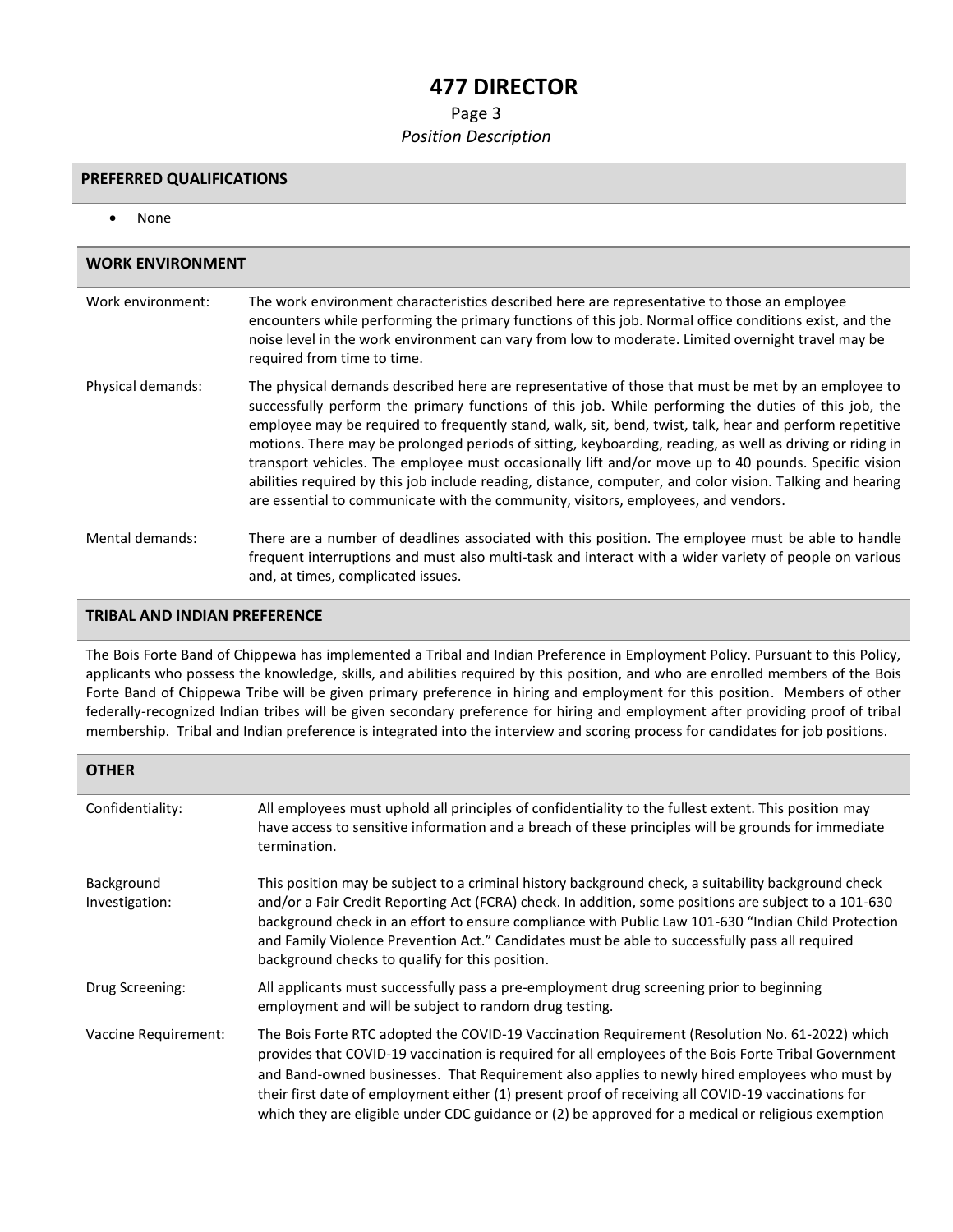## PREFERRED QUALIFICATIONS

- None

## WORK ENVIRONMENT

**Work environment:** The work environment characteristics described here are representative to those an employee encounters while performing the primary functions of this job. Normal office conditions exist, and the noise level in the work environment can vary from low to moderate. Limited overnight travel may be required from time to time.

**Physical demands:** The physical demands described here are representative of those that must be met by an employee to successfully perform the primary functions of this job. While performing the duties of this job, the employee may be required to frequently stand, walk, sit, bend, twist, talk, hear and perform repetitive motions. There may be prolonged periods of sitting, keyboarding, reading, as well as driving or riding in transport vehicles. The employee must occasionally lift and/or move up to 40 pounds. Specific vision abilities required by this job include reading, distance, computer, and color vision. Talking and hearing are essential to communicate with the community, visitors, employees, and vendors.

**Mental demands:** There are a number of deadlines associated with this position. The employee must be able to handle frequent interruptions and must also multi-task and interact with a wider variety of people on various and, at times, complicated issues.

## TRIBAL AND INDIAN PREFERENCE

The Bois Forte Band of Chippewa has implemented a Tribal and Indian Preference in Employment Policy. Pursuant to this Policy, applicants who possess the knowledge, skills, and abilities required by this position, and who are enrolled members of the Bois Forte Band of Chippewa Tribe will be given primary preference in hiring and employment for this position. Members of other federally-recognized Indian tribes will be given secondary preference for hiring and employment after providing proof of tribal membership. Tribal and Indian preference is integrated into the interview and scoring process for candidates for job positions.

## OTHER

**Confidentiality:** All employees must uphold all principles of confidentiality to the fullest extent. This position may have access to sensitive information and a breach of these principles will be grounds for immediate termination.

**Background Investigation:** This position may be subject to a criminal history background check, a suitability background check and/or a Fair Credit Reporting Act (FCRA) check. In addition, some positions are subject to a 101-630 background check in an effort to ensure compliance with Public Law 101-630 "Indian Child Protection and Family Violence Prevention Act." Candidates must be able to successfully pass all required background checks to qualify for this position.

**Drug Screening:** All applicants must successfully pass a pre-employment drug screening prior to beginning employment and will be subject to random drug testing.

**Vaccine Requirement:** The Bois Forte RTC adopted the COVID-19 Vaccination Requirement (Resolution No. 61-2022) which provides that COVID-19 vaccination is required for all employees of the Bois Forte Tribal Government and Band-owned businesses. That Requirement also applies to newly hired employees who must by their first date of employment either (1) present proof of receiving all COVID-19 vaccinations for which they are eligible under CDC guidance or (2) be approved for a medical or religious exemption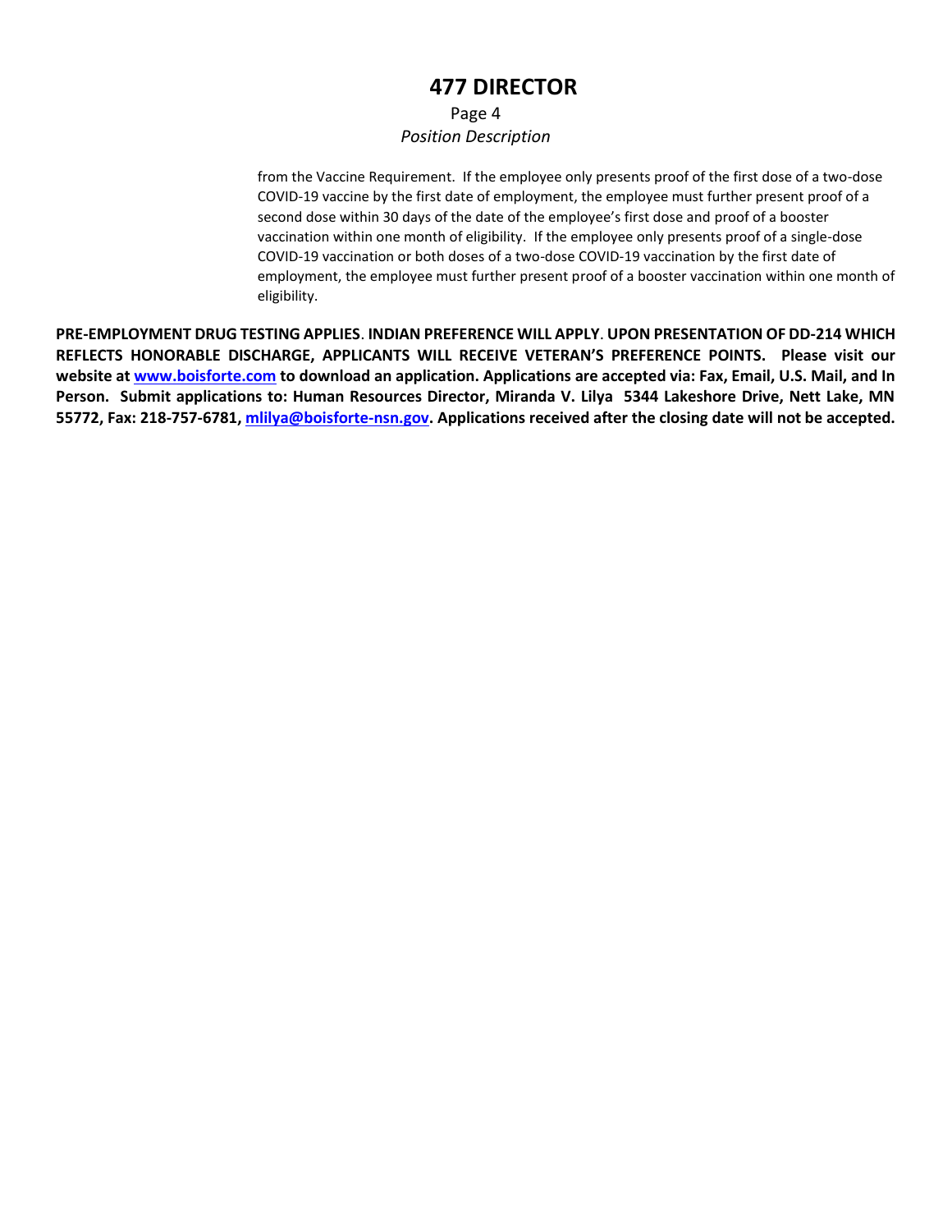from the Vaccine Requirement. If the employee only presents proof of the first dose of a two-dose COVID-19 vaccine by the first date of employment, the employee must further present proof of a second dose within 30 days of the date of the employee's first dose and proof of a booster vaccination within one month of eligibility. If the employee only presents proof of a single-dose COVID-19 vaccination or both doses of a two-dose COVID-19 vaccination by the first date of employment, the employee must further present proof of a booster vaccination within one month of eligibility.

**PRE-EMPLOYMENT DRUG TESTING APPLIES**. **INDIAN PREFERENCE WILL APPLY**. **UPON PRESENTATION OF DD-214 WHICH REFLECTS HONORABLE DISCHARGE, APPLICANTS WILL RECEIVE VETERAN'S PREFERENCE POINTS. Please visit our website at [www.boisforte.com](http://www.boisforte.com) to download an application. Applications are accepted via: Fax, Email, U.S. Mail, and In Person. Submit applications to: Human Resources Director, Miranda V. Lilya 5344 Lakeshore Drive, Nett Lake, MN 55772, Fax: 218-757-6781, [mlilya@boisforte-nsn.gov](mailto:mlilya@boisforte-nsn.gov). Applications received after the closing date will not be accepted.**